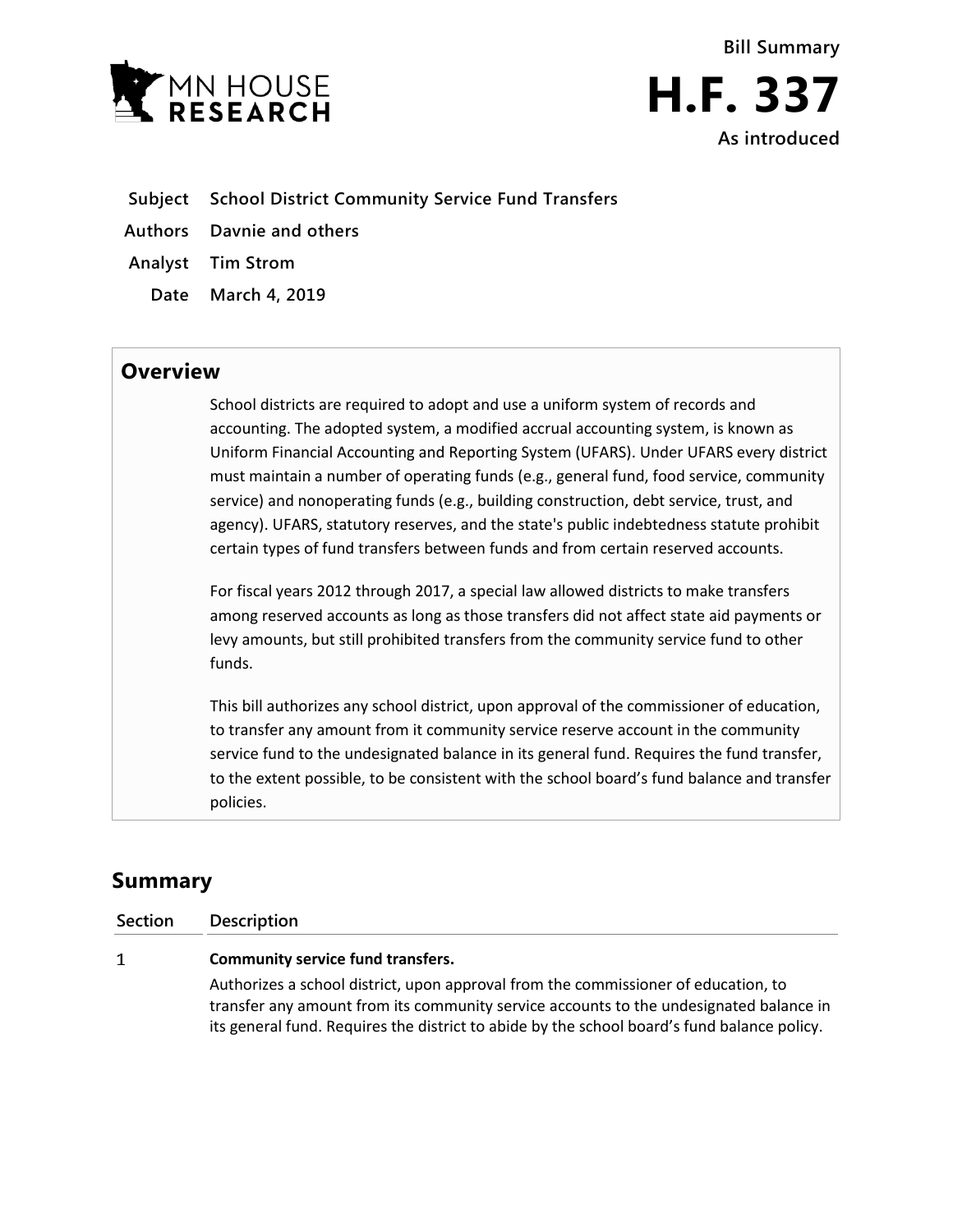Bill Summary

# H.F. 337

As introduced

**Subject** School District Community Service Fund Transfers

**Authors** Davnie and others

**Analyst** Tim Strom

**Date** March 4, 2019

## Overview

School districts are required to adopt and use a uniform system of records and accounting. The adopted system, a modified accrual accounting system, is known as Uniform Financial Accounting and Reporting System (UFARS). Under UFARS every district must maintain a number of operating funds (e.g., general fund, food service, community service) and nonoperating funds (e.g., building construction, debt service, trust, and agency). UFARS, statutory reserves, and the state's public indebtedness statute prohibit certain types of fund transfers between funds and from certain reserved accounts.

For fiscal years 2012 through 2017, a special law allowed districts to make transfers among reserved accounts as long as those transfers did not affect state aid payments or levy amounts, but still prohibited transfers from the community service fund to other funds.

This bill authorizes any school district, upon approval of the commissioner of education, to transfer any amount from it community service reserve account in the community service fund to the undesignated balance in its general fund. Requires the fund transfer, to the extent possible, to be consistent with the school board's fund balance and transfer policies.

## Summary

| Section | Description |
|---|---|
| 1 | **Community service fund transfers.**<br>Authorizes a school district, upon approval from the commissioner of education, to transfer any amount from its community service accounts to the undesignated balance in its general fund. Requires the district to abide by the school board's fund balance policy. |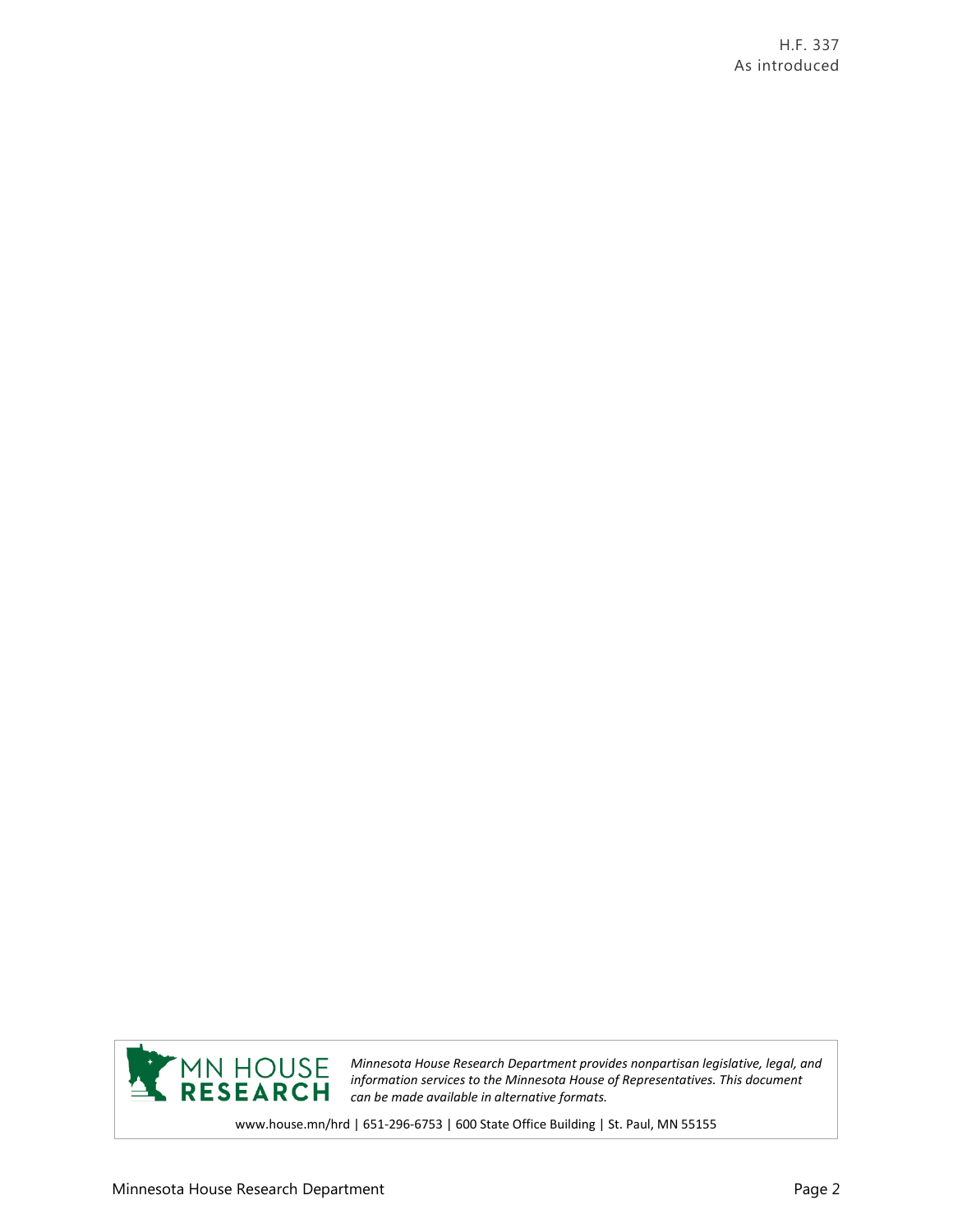MN HOUSE RESEARCH

*Minnesota House Research Department provides nonpartisan legislative, legal, and information services to the Minnesota House of Representatives. This document can be made available in alternative formats.*

www.house.mn/hrd | 651-296-6753 | 600 State Office Building | St. Paul, MN 55155